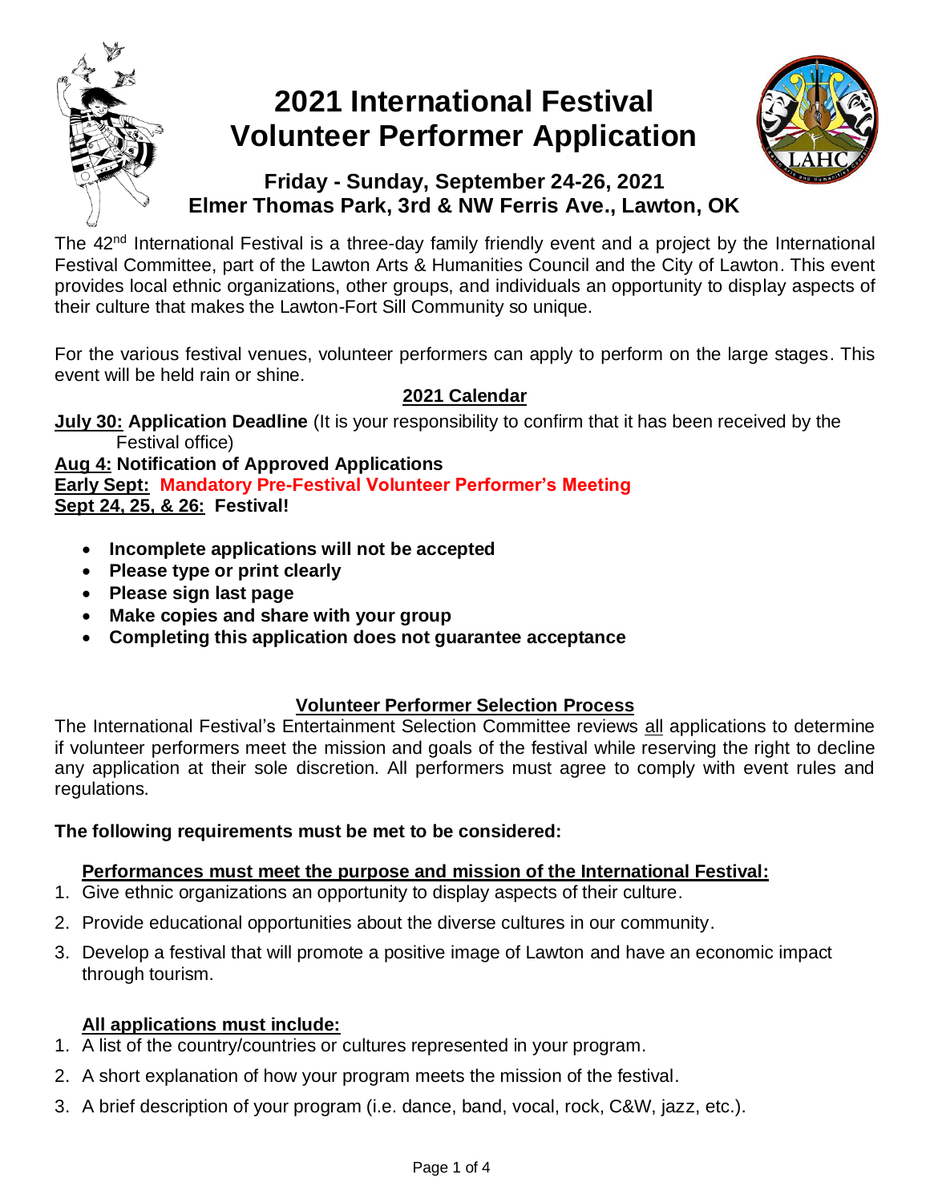# 2021 International Festival Volunteer Performer Application

## Friday - Sunday, September 24-26, 2021
## Elmer Thomas Park, 3rd & NW Ferris Ave., Lawton, OK

The 42nd International Festival is a three-day family friendly event and a project by the International Festival Committee, part of the Lawton Arts & Humanities Council and the City of Lawton. This event provides local ethnic organizations, other groups, and individuals an opportunity to display aspects of their culture that makes the Lawton-Fort Sill Community so unique.

For the various festival venues, volunteer performers can apply to perform on the large stages. This event will be held rain or shine.

### 2021 Calendar

**July 30: Application Deadline** (It is your responsibility to confirm that it has been received by the Festival office)
**Aug 4: Notification of Approved Applications**
**Early Sept: Mandatory Pre-Festival Volunteer Performer's Meeting**
**Sept 24, 25, & 26: Festival!**

- **Incomplete applications will not be accepted**
- **Please type or print clearly**
- **Please sign last page**
- **Make copies and share with your group**
- **Completing this application does not guarantee acceptance**

### Volunteer Performer Selection Process

The International Festival's Entertainment Selection Committee reviews all applications to determine if volunteer performers meet the mission and goals of the festival while reserving the right to decline any application at their sole discretion. All performers must agree to comply with event rules and regulations.

**The following requirements must be met to be considered:**

**Performances must meet the purpose and mission of the International Festival:**

1. Give ethnic organizations an opportunity to display aspects of their culture.
2. Provide educational opportunities about the diverse cultures in our community.
3. Develop a festival that will promote a positive image of Lawton and have an economic impact through tourism.

**All applications must include:**

1. A list of the country/countries or cultures represented in your program.
2. A short explanation of how your program meets the mission of the festival.
3. A brief description of your program (i.e. dance, band, vocal, rock, C&W, jazz, etc.).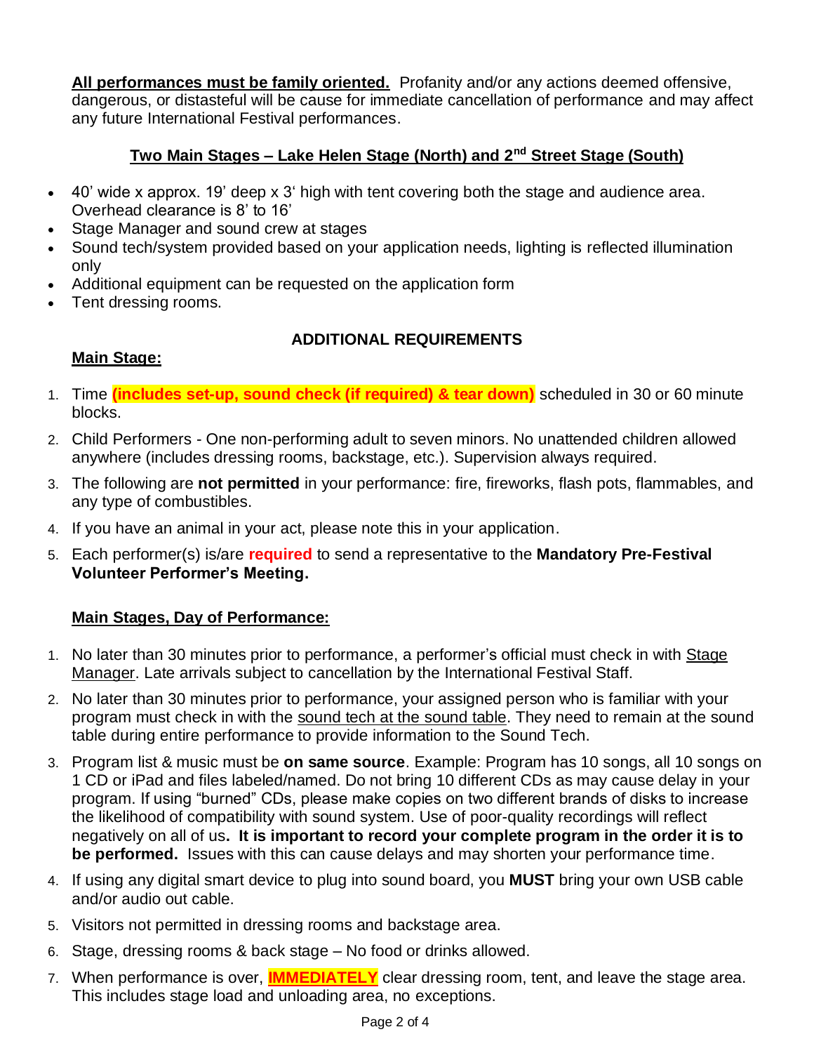**All performances must be family oriented.** Profanity and/or any actions deemed offensive, dangerous, or distasteful will be cause for immediate cancellation of performance and may affect any future International Festival performances.

## Two Main Stages – Lake Helen Stage (North) and 2nd Street Stage (South)

- 40' wide x approx. 19' deep x 3' high with tent covering both the stage and audience area. Overhead clearance is 8' to 16'
- Stage Manager and sound crew at stages
- Sound tech/system provided based on your application needs, lighting is reflected illumination only
- Additional equipment can be requested on the application form
- Tent dressing rooms.

## ADDITIONAL REQUIREMENTS

### Main Stage:

1. Time **(includes set-up, sound check (if required) & tear down)** scheduled in 30 or 60 minute blocks.
2. Child Performers - One non-performing adult to seven minors. No unattended children allowed anywhere (includes dressing rooms, backstage, etc.). Supervision always required.
3. The following are **not permitted** in your performance: fire, fireworks, flash pots, flammables, and any type of combustibles.
4. If you have an animal in your act, please note this in your application.
5. Each performer(s) is/are **required** to send a representative to the **Mandatory Pre-Festival Volunteer Performer's Meeting.**

### Main Stages, Day of Performance:

1. No later than 30 minutes prior to performance, a performer's official must check in with Stage Manager. Late arrivals subject to cancellation by the International Festival Staff.
2. No later than 30 minutes prior to performance, your assigned person who is familiar with your program must check in with the sound tech at the sound table. They need to remain at the sound table during entire performance to provide information to the Sound Tech.
3. Program list & music must be **on same source**. Example: Program has 10 songs, all 10 songs on 1 CD or iPad and files labeled/named. Do not bring 10 different CDs as may cause delay in your program. If using "burned" CDs, please make copies on two different brands of disks to increase the likelihood of compatibility with sound system. Use of poor-quality recordings will reflect negatively on all of us**. It is important to record your complete program in the order it is to be performed.** Issues with this can cause delays and may shorten your performance time.
4. If using any digital smart device to plug into sound board, you **MUST** bring your own USB cable and/or audio out cable.
5. Visitors not permitted in dressing rooms and backstage area.
6. Stage, dressing rooms & back stage – No food or drinks allowed.
7. When performance is over, **IMMEDIATELY** clear dressing room, tent, and leave the stage area. This includes stage load and unloading area, no exceptions.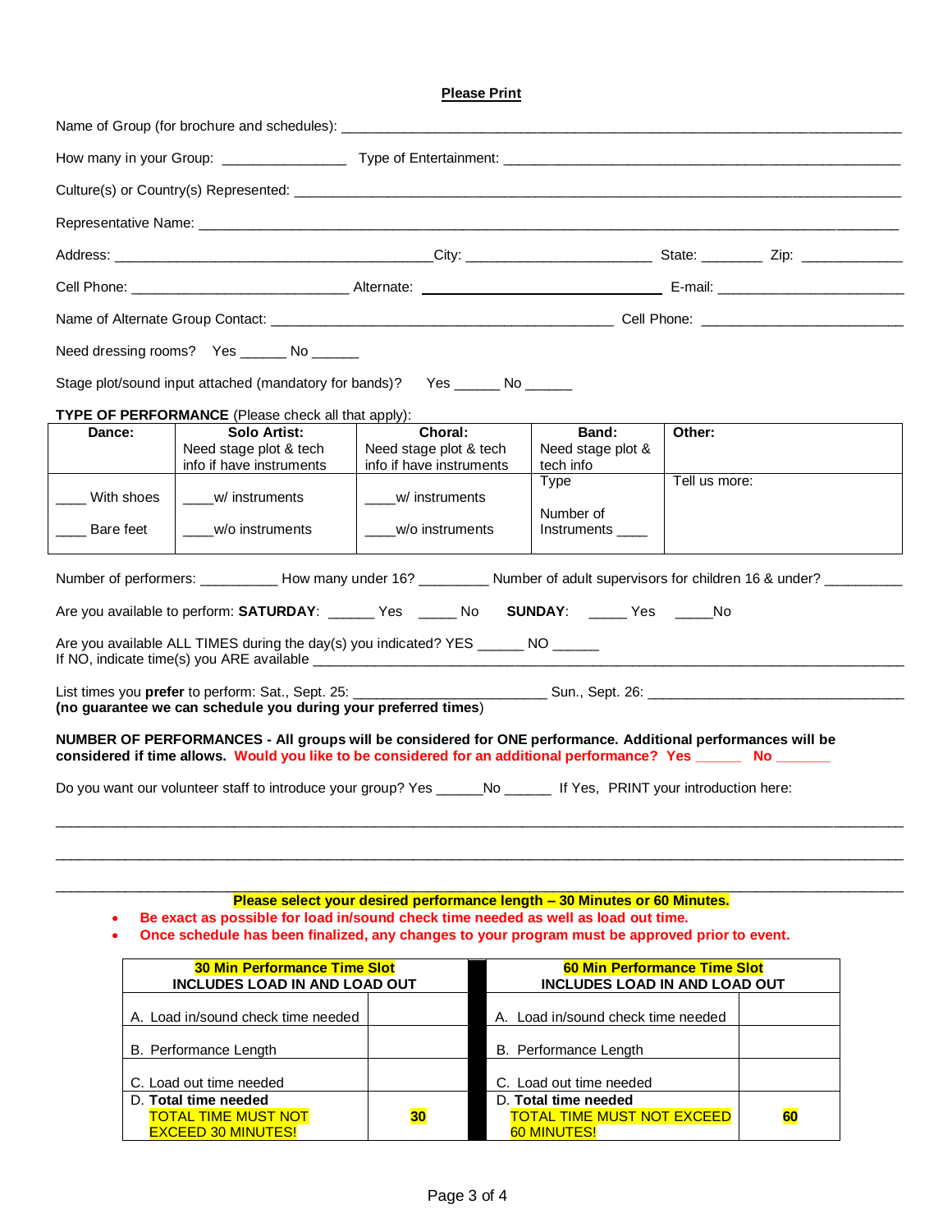**Please Print**

Name of Group (for brochure and schedules): ___________________________________________________________________

How many in your Group: _______________ Type of Entertainment: _____________________________________________

Culture(s) or Country(s) Represented: _______________________________________________________________________

Representative Name: ___________________________________________________________________________________

Address: ________________________________________City: ______________________ State: ________ Zip: _____________

Cell Phone: ___________________________ Alternate: ______________________________ E-mail: ________________________

Name of Alternate Group Contact: _______________________________________________ Cell Phone: ________________________

Need dressing rooms? Yes ______ No ______

Stage plot/sound input attached (mandatory for bands)? Yes ______ No ______

**TYPE OF PERFORMANCE** (Please check all that apply):

| **Dance:** | **Solo Artist:** Need stage plot & tech info if have instruments | **Choral:** Need stage plot & tech info if have instruments | **Band:** Need stage plot & tech info | **Other:** |
|---|---|---|---|---|
| ____ With shoes<br>____ Bare feet | ____w/ instruments<br>____w/o instruments | ____w/ instruments<br>____w/o instruments | Type<br>Number of Instruments ____ | Tell us more: |

Number of performers: __________ How many under 16? _________ Number of adult supervisors for children 16 & under? __________

Are you available to perform: **SATURDAY**: ______ Yes _____ No **SUNDAY**: _____ Yes _____No

Are you available ALL TIMES during the day(s) you indicated? YES ______ NO ______
If NO, indicate time(s) you ARE available ______________________________________________________________________

List times you **prefer** to perform: Sat., Sept. 25: ________________________ Sun., Sept. 26: _________________________________
**(no guarantee we can schedule you during your preferred times)**

**NUMBER OF PERFORMANCES - All groups will be considered for ONE performance. Additional performances will be considered if time allows. Would you like to be considered for an additional performance? Yes ______ No _______**

Do you want our volunteer staff to introduce your group? Yes ______No ______ If Yes, PRINT your introduction here:

_____________________________________________________________________________________________________

_____________________________________________________________________________________________________

_____________________________________________________________________________________________________

**Please select your desired performance length – 30 Minutes or 60 Minutes.**

- **Be exact as possible for load in/sound check time needed as well as load out time.**
- **Once schedule has been finalized, any changes to your program must be approved prior to event.**

| **30 Min Performance Time Slot INCLUDES LOAD IN AND LOAD OUT** | | | **60 Min Performance Time Slot INCLUDES LOAD IN AND LOAD OUT** | |
|---|---|---|---|---|
| A. Load in/sound check time needed | | | A. Load in/sound check time needed | |
| B. Performance Length | | | B. Performance Length | |
| C. Load out time needed | | | C. Load out time needed | |
| D. **Total time needed** TOTAL TIME MUST NOT EXCEED 30 MINUTES! | **30** | | D. **Total time needed** TOTAL TIME MUST NOT EXCEED 60 MINUTES! | **60** |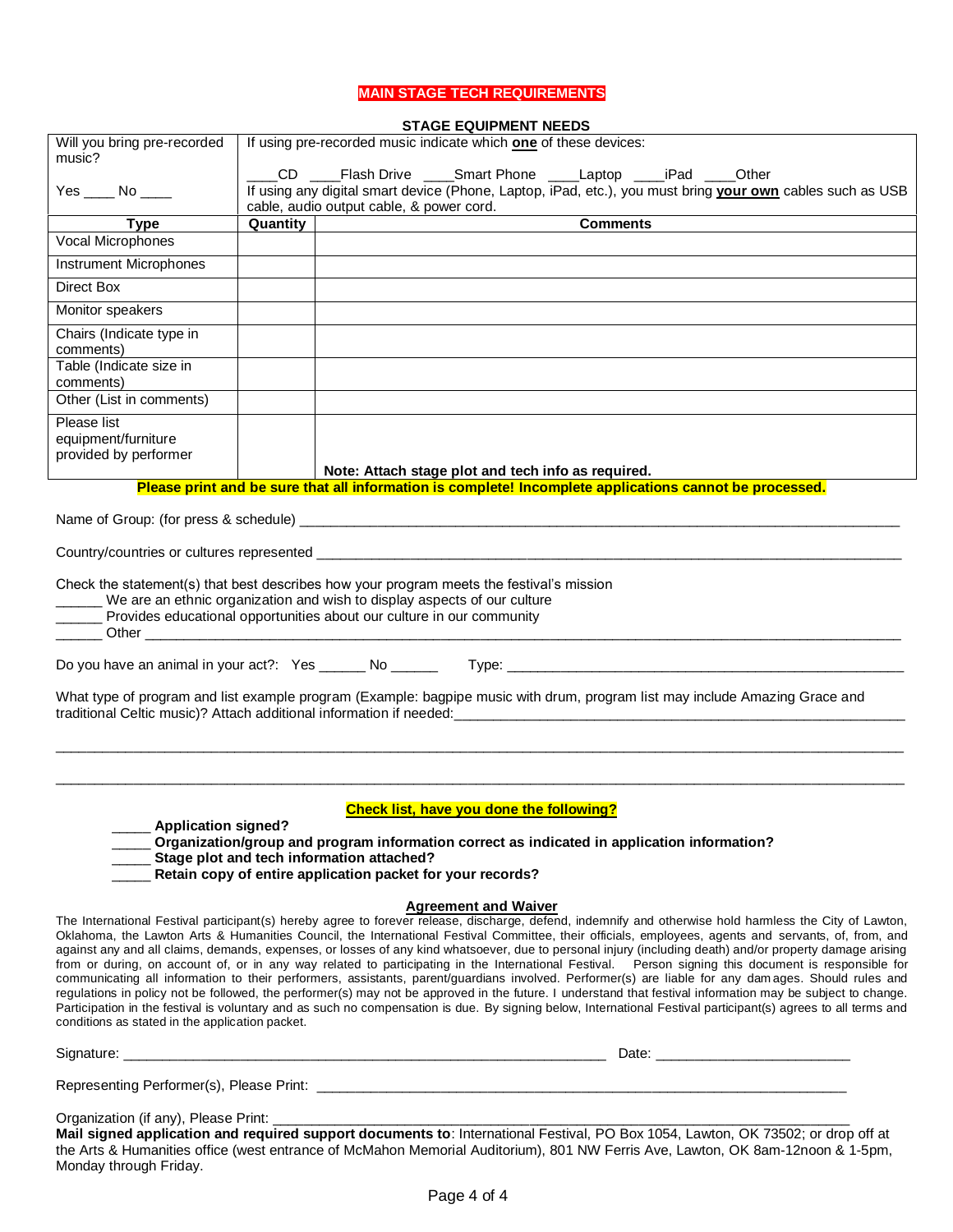## MAIN STAGE TECH REQUIREMENTS

**STAGE EQUIPMENT NEEDS**

| Will you bring pre-recorded music? Yes ____ No ____ | If using pre-recorded music indicate which **one** of these devices: ____CD ____Flash Drive ____Smart Phone ____Laptop ____iPad ____Other If using any digital smart device (Phone, Laptop, iPad, etc.), you must bring **your own** cables such as USB cable, audio output cable, & power cord. | |
|---|---|---|
| **Type** | **Quantity** | **Comments** |
| Vocal Microphones | | |
| Instrument Microphones | | |
| Direct Box | | |
| Monitor speakers | | |
| Chairs (Indicate type in comments) | | |
| Table (Indicate size in comments) | | |
| Other (List in comments) | | |
| Please list equipment/furniture provided by performer | | **Note: Attach stage plot and tech info as required.** |

**Please print and be sure that all information is complete! Incomplete applications cannot be processed.**

Name of Group: (for press & schedule) ______________________________________________

Country/countries or cultures represented ______________________________________________

Check the statement(s) that best describes how your program meets the festival's mission

______ We are an ethnic organization and wish to display aspects of our culture

______ Provides educational opportunities about our culture in our community

______ Other ______________________________________________

Do you have an animal in your act?: Yes ______ No ______ Type: ______________________________

What type of program and list example program (Example: bagpipe music with drum, program list may include Amazing Grace and traditional Celtic music)? Attach additional information if needed:______________________________

______________________________________________________________________________

______________________________________________________________________________

**Check list, have you done the following?**

_____ **Application signed?**

_____ **Organization/group and program information correct as indicated in application information?**

_____ **Stage plot and tech information attached?**

_____ **Retain copy of entire application packet for your records?**

**Agreement and Waiver**

The International Festival participant(s) hereby agree to forever release, discharge, defend, indemnify and otherwise hold harmless the City of Lawton, Oklahoma, the Lawton Arts & Humanities Council, the International Festival Committee, their officials, employees, agents and servants, of, from, and against any and all claims, demands, expenses, or losses of any kind whatsoever, due to personal injury (including death) and/or property damage arising from or during, on account of, or in any way related to participating in the International Festival. Person signing this document is responsible for communicating all information to their performers, assistants, parent/guardians involved. Performer(s) are liable for any damages. Should rules and regulations in policy not be followed, the performer(s) may not be approved in the future. I understand that festival information may be subject to change. Participation in the festival is voluntary and as such no compensation is due. By signing below, International Festival participant(s) agrees to all terms and conditions as stated in the application packet.

Signature: ______________________________________________ Date: ____________________

Representing Performer(s), Please Print: ______________________________________________

Organization (if any), Please Print: ______________________________________________

**Mail signed application and required support documents to**: International Festival, PO Box 1054, Lawton, OK 73502; or drop off at the Arts & Humanities office (west entrance of McMahon Memorial Auditorium), 801 NW Ferris Ave, Lawton, OK 8am-12noon & 1-5pm, Monday through Friday.